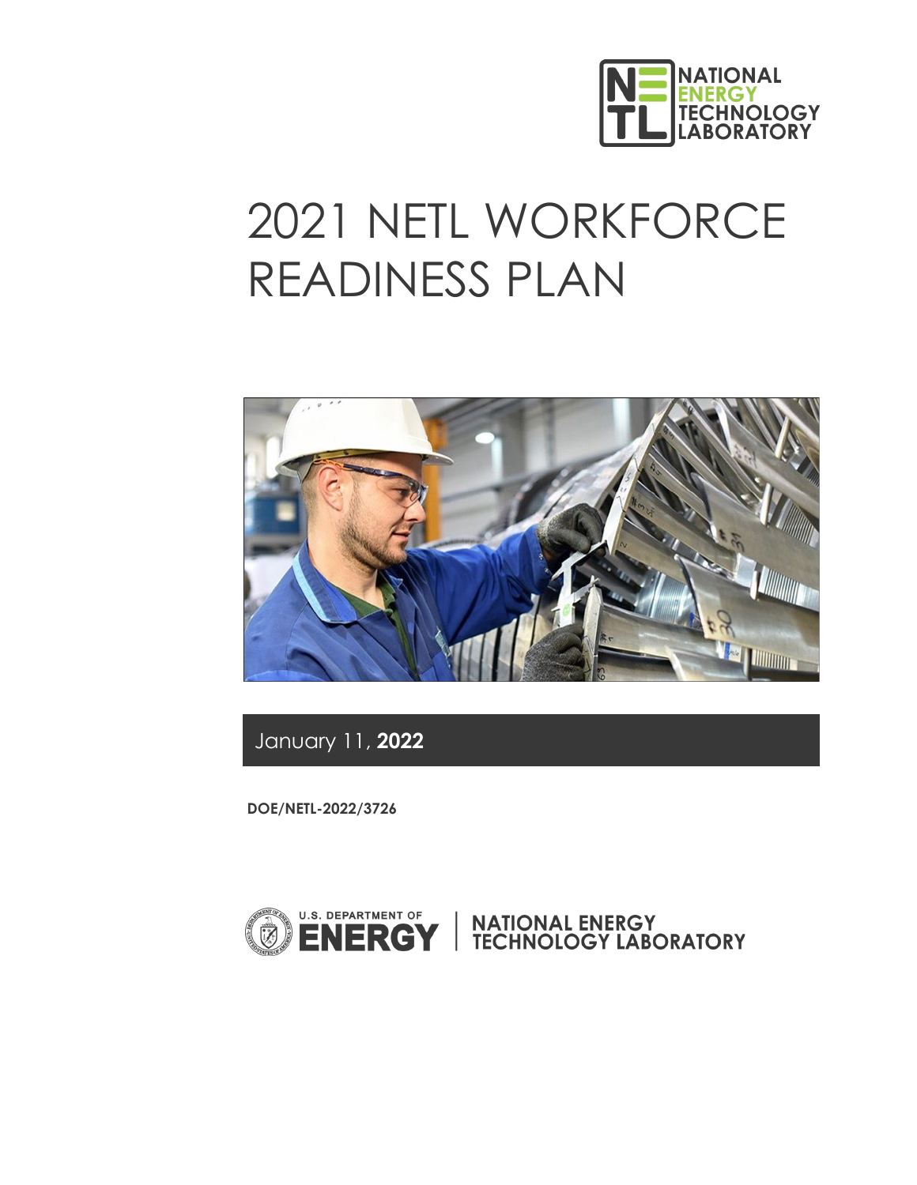NATIONAL ENERGY TECHNOLOGY LABORATORY

# 2021 NETL WORKFORCE READINESS PLAN

January 11, **2022**

**DOE/NETL-2022/3726**

U.S. DEPARTMENT OF ENERGY | NATIONAL ENERGY TECHNOLOGY LABORATORY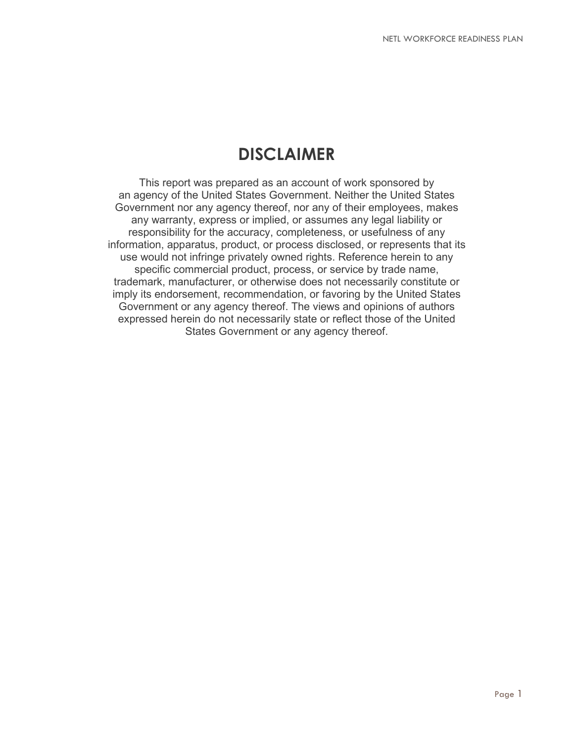# DISCLAIMER

This report was prepared as an account of work sponsored by an agency of the United States Government. Neither the United States Government nor any agency thereof, nor any of their employees, makes any warranty, express or implied, or assumes any legal liability or responsibility for the accuracy, completeness, or usefulness of any information, apparatus, product, or process disclosed, or represents that its use would not infringe privately owned rights. Reference herein to any specific commercial product, process, or service by trade name, trademark, manufacturer, or otherwise does not necessarily constitute or imply its endorsement, recommendation, or favoring by the United States Government or any agency thereof. The views and opinions of authors expressed herein do not necessarily state or reflect those of the United States Government or any agency thereof.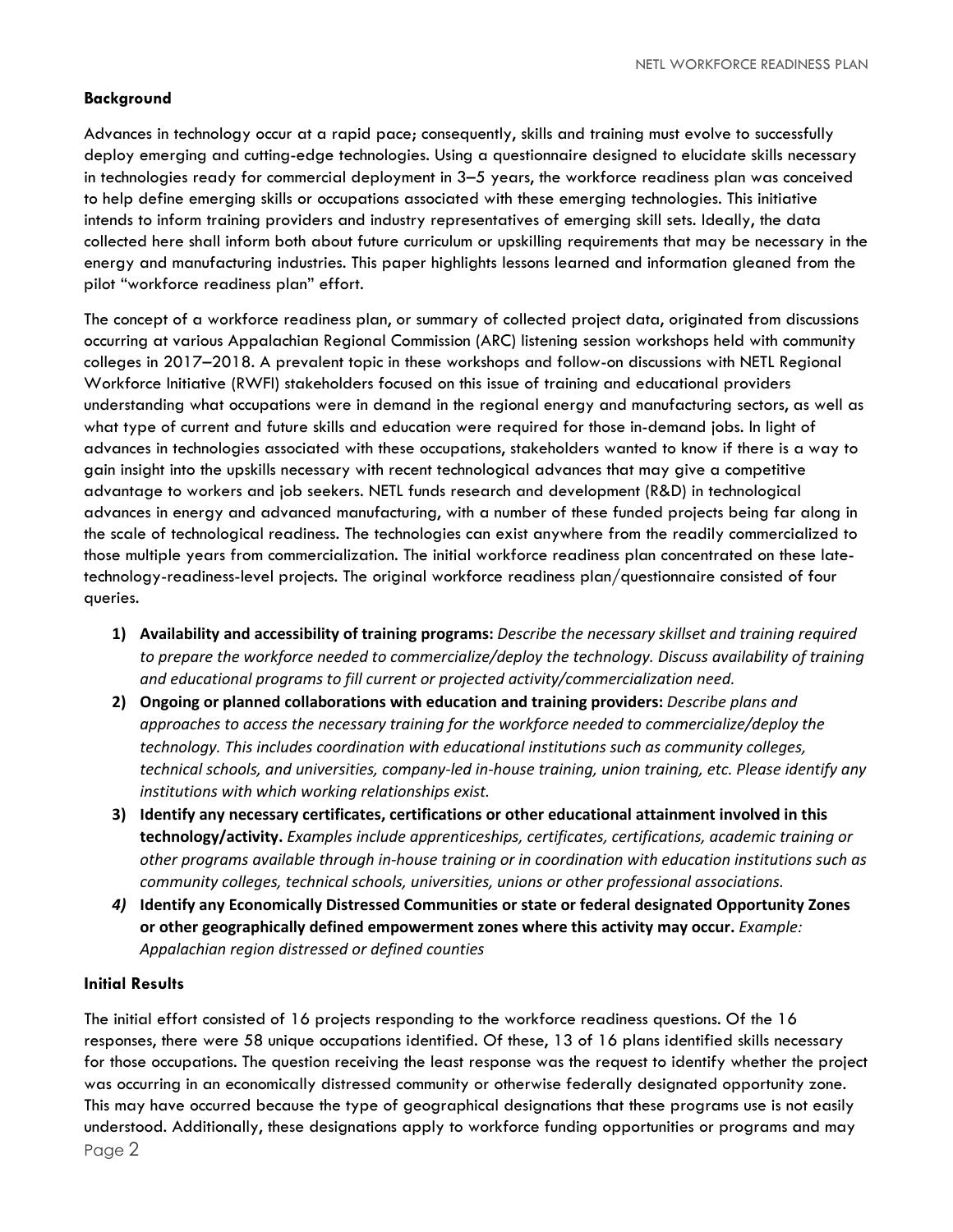**Background**

Advances in technology occur at a rapid pace; consequently, skills and training must evolve to successfully deploy emerging and cutting-edge technologies. Using a questionnaire designed to elucidate skills necessary in technologies ready for commercial deployment in 3–5 years, the workforce readiness plan was conceived to help define emerging skills or occupations associated with these emerging technologies. This initiative intends to inform training providers and industry representatives of emerging skill sets. Ideally, the data collected here shall inform both about future curriculum or upskilling requirements that may be necessary in the energy and manufacturing industries. This paper highlights lessons learned and information gleaned from the pilot "workforce readiness plan" effort.

The concept of a workforce readiness plan, or summary of collected project data, originated from discussions occurring at various Appalachian Regional Commission (ARC) listening session workshops held with community colleges in 2017–2018. A prevalent topic in these workshops and follow-on discussions with NETL Regional Workforce Initiative (RWFI) stakeholders focused on this issue of training and educational providers understanding what occupations were in demand in the regional energy and manufacturing sectors, as well as what type of current and future skills and education were required for those in-demand jobs. In light of advances in technologies associated with these occupations, stakeholders wanted to know if there is a way to gain insight into the upskills necessary with recent technological advances that may give a competitive advantage to workers and job seekers. NETL funds research and development (R&D) in technological advances in energy and advanced manufacturing, with a number of these funded projects being far along in the scale of technological readiness. The technologies can exist anywhere from the readily commercialized to those multiple years from commercialization. The initial workforce readiness plan concentrated on these late-technology-readiness-level projects. The original workforce readiness plan/questionnaire consisted of four queries.

1) **Availability and accessibility of training programs:** *Describe the necessary skillset and training required to prepare the workforce needed to commercialize/deploy the technology. Discuss availability of training and educational programs to fill current or projected activity/commercialization need.*
2) **Ongoing or planned collaborations with education and training providers:** *Describe plans and approaches to access the necessary training for the workforce needed to commercialize/deploy the technology. This includes coordination with educational institutions such as community colleges, technical schools, and universities, company-led in-house training, union training, etc. Please identify any institutions with which working relationships exist.*
3) **Identify any necessary certificates, certifications or other educational attainment involved in this technology/activity.** *Examples include apprenticeships, certificates, certifications, academic training or other programs available through in-house training or in coordination with education institutions such as community colleges, technical schools, universities, unions or other professional associations.*
4) **Identify any Economically Distressed Communities or state or federal designated Opportunity Zones or other geographically defined empowerment zones where this activity may occur.** *Example: Appalachian region distressed or defined counties*

**Initial Results**

The initial effort consisted of 16 projects responding to the workforce readiness questions. Of the 16 responses, there were 58 unique occupations identified. Of these, 13 of 16 plans identified skills necessary for those occupations. The question receiving the least response was the request to identify whether the project was occurring in an economically distressed community or otherwise federally designated opportunity zone. This may have occurred because the type of geographical designations that these programs use is not easily understood. Additionally, these designations apply to workforce funding opportunities or programs and may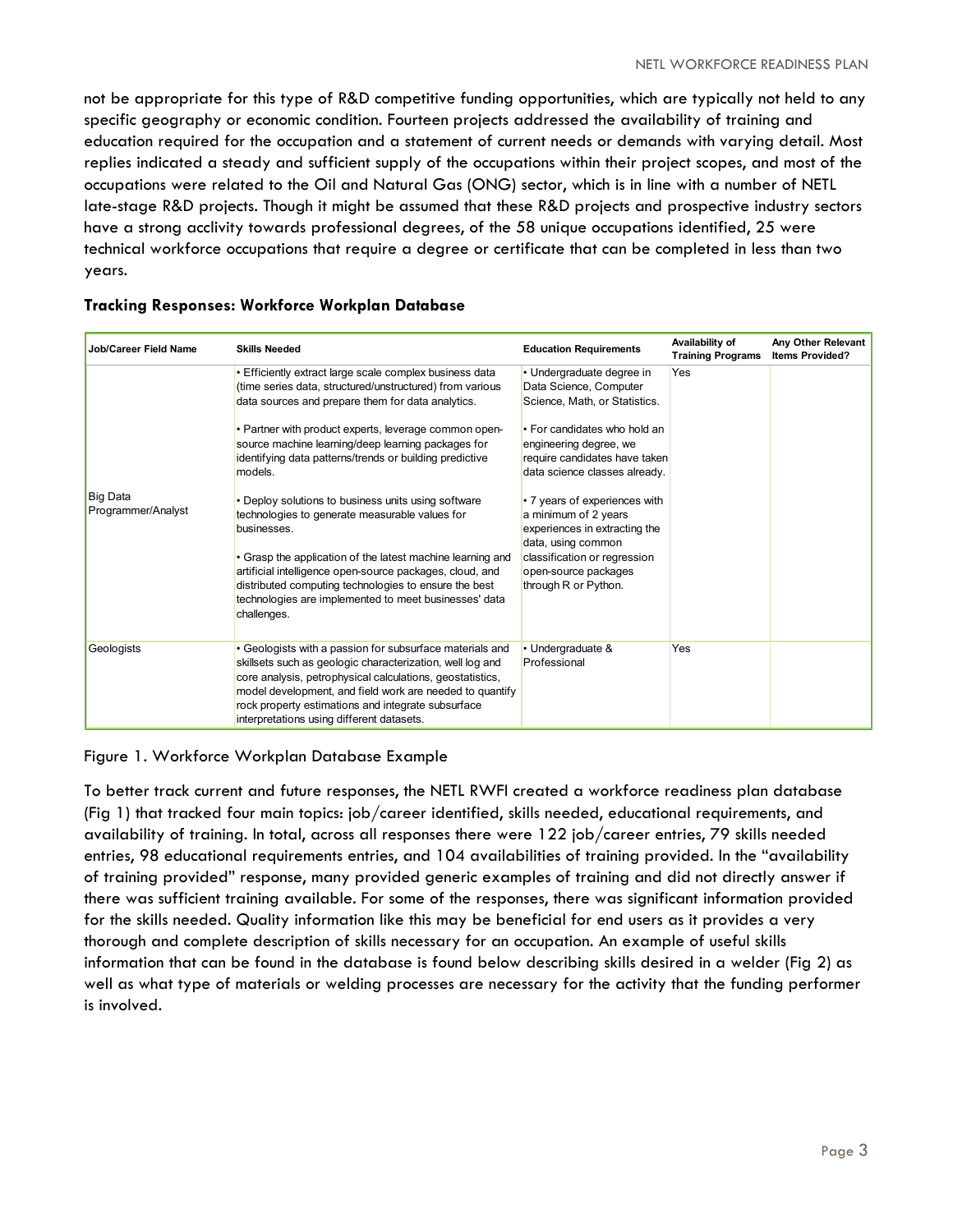not be appropriate for this type of R&D competitive funding opportunities, which are typically not held to any specific geography or economic condition. Fourteen projects addressed the availability of training and education required for the occupation and a statement of current needs or demands with varying detail. Most replies indicated a steady and sufficient supply of the occupations within their project scopes, and most of the occupations were related to the Oil and Natural Gas (ONG) sector, which is in line with a number of NETL late-stage R&D projects. Though it might be assumed that these R&D projects and prospective industry sectors have a strong acclivity towards professional degrees, of the 58 unique occupations identified, 25 were technical workforce occupations that require a degree or certificate that can be completed in less than two years.

### Tracking Responses: Workforce Workplan Database

| Job/Career Field Name | Skills Needed | Education Requirements | Availability of Training Programs | Any Other Relevant Items Provided? |
|---|---|---|---|---|
| Big Data Programmer/Analyst | • Efficiently extract large scale complex business data (time series data, structured/unstructured) from various data sources and prepare them for data analytics.<br><br>• Partner with product experts, leverage common open-source machine learning/deep learning packages for identifying data patterns/trends or building predictive models.<br><br>• Deploy solutions to business units using software technologies to generate measurable values for businesses.<br><br>• Grasp the application of the latest machine learning and artificial intelligence open-source packages, cloud, and distributed computing technologies to ensure the best technologies are implemented to meet businesses' data challenges. | • Undergraduate degree in Data Science, Computer Science, Math, or Statistics.<br><br>• For candidates who hold an engineering degree, we require candidates have taken data science classes already.<br><br>• 7 years of experiences with a minimum of 2 years experiences in extracting the data, using common classification or regression open-source packages through R or Python. | Yes | |
| Geologists | • Geologists with a passion for subsurface materials and skillsets such as geologic characterization, well log and core analysis, petrophysical calculations, geostatistics, model development, and field work are needed to quantify rock property estimations and integrate subsurface interpretations using different datasets. | • Undergraduate & Professional | Yes | |

Figure 1. Workforce Workplan Database Example

To better track current and future responses, the NETL RWFI created a workforce readiness plan database (Fig 1) that tracked four main topics: job/career identified, skills needed, educational requirements, and availability of training. In total, across all responses there were 122 job/career entries, 79 skills needed entries, 98 educational requirements entries, and 104 availabilities of training provided. In the "availability of training provided" response, many provided generic examples of training and did not directly answer if there was sufficient training available. For some of the responses, there was significant information provided for the skills needed. Quality information like this may be beneficial for end users as it provides a very thorough and complete description of skills necessary for an occupation. An example of useful skills information that can be found in the database is found below describing skills desired in a welder (Fig 2) as well as what type of materials or welding processes are necessary for the activity that the funding performer is involved.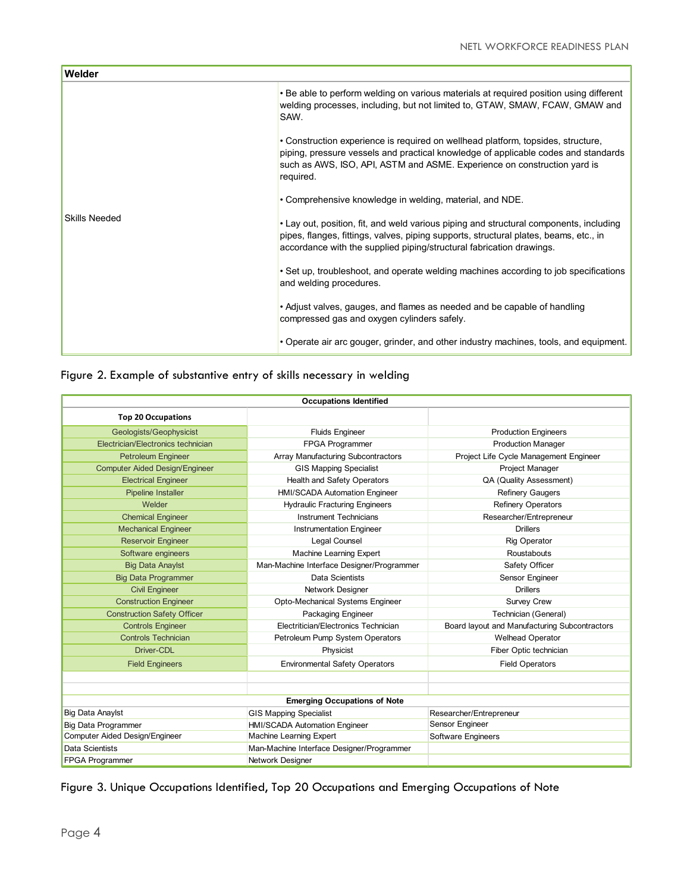| Welder | |
|---|---|
| Skills Needed | • Be able to perform welding on various materials at required position using different welding processes, including, but not limited to, GTAW, SMAW, FCAW, GMAW and SAW.<br><br>• Construction experience is required on wellhead platform, topsides, structure, piping, pressure vessels and practical knowledge of applicable codes and standards such as AWS, ISO, API, ASTM and ASME. Experience on construction yard is required.<br><br>• Comprehensive knowledge in welding, material, and NDE.<br><br>• Lay out, position, fit, and weld various piping and structural components, including pipes, flanges, fittings, valves, piping supports, structural plates, beams, etc., in accordance with the supplied piping/structural fabrication drawings.<br><br>• Set up, troubleshoot, and operate welding machines according to job specifications and welding procedures.<br><br>• Adjust valves, gauges, and flames as needed and be capable of handling compressed gas and oxygen cylinders safely.<br><br>• Operate air arc gouger, grinder, and other industry machines, tools, and equipment. |

Figure 2. Example of substantive entry of skills necessary in welding

| Occupations Identified | | |
|---|---|---|
| **Top 20 Occupations** | | |
| Geologists/Geophysicist | Fluids Engineer | Production Engineers |
| Electrician/Electronics technician | FPGA Programmer | Production Manager |
| Petroleum Engineer | Array Manufacturing Subcontractors | Project Life Cycle Management Engineer |
| Computer Aided Design/Engineer | GIS Mapping Specialist | Project Manager |
| Electrical Engineer | Health and Safety Operators | QA (Quality Assessment) |
| Pipeline Installer | HMI/SCADA Automation Engineer | Refinery Gaugers |
| Welder | Hydraulic Fracturing Engineers | Refinery Operators |
| Chemical Engineer | Instrument Technicians | Researcher/Entrepreneur |
| Mechanical Engineer | Instrumentation Engineer | Drillers |
| Reservoir Engineer | Legal Counsel | Rig Operator |
| Software engineers | Machine Learning Expert | Roustabouts |
| Big Data Anaylst | Man-Machine Interface Designer/Programmer | Safety Officer |
| Big Data Programmer | Data Scientists | Sensor Engineer |
| Civil Engineer | Network Designer | Drillers |
| Construction Engineer | Opto-Mechanical Systems Engineer | Survey Crew |
| Construction Safety Officer | Packaging Engineer | Technician (General) |
| Controls Engineer | Electritician/Electronics Technician | Board layout and Manufacturing Subcontractors |
| Controls Technician | Petroleum Pump System Operators | Welhead Operator |
| Driver-CDL | Physicist | Fiber Optic technician |
| Field Engineers | Environmental Safety Operators | Field Operators |
| | | |
| | | |
| **Emerging Occupations of Note** | | |
| Big Data Anaylst | GIS Mapping Specialist | Researcher/Entrepreneur |
| Big Data Programmer | HMI/SCADA Automation Engineer | Sensor Engineer |
| Computer Aided Design/Engineer | Machine Learning Expert | Software Engineers |
| Data Scientists | Man-Machine Interface Designer/Programmer | |
| FPGA Programmer | Network Designer | |

Figure 3. Unique Occupations Identified, Top 20 Occupations and Emerging Occupations of Note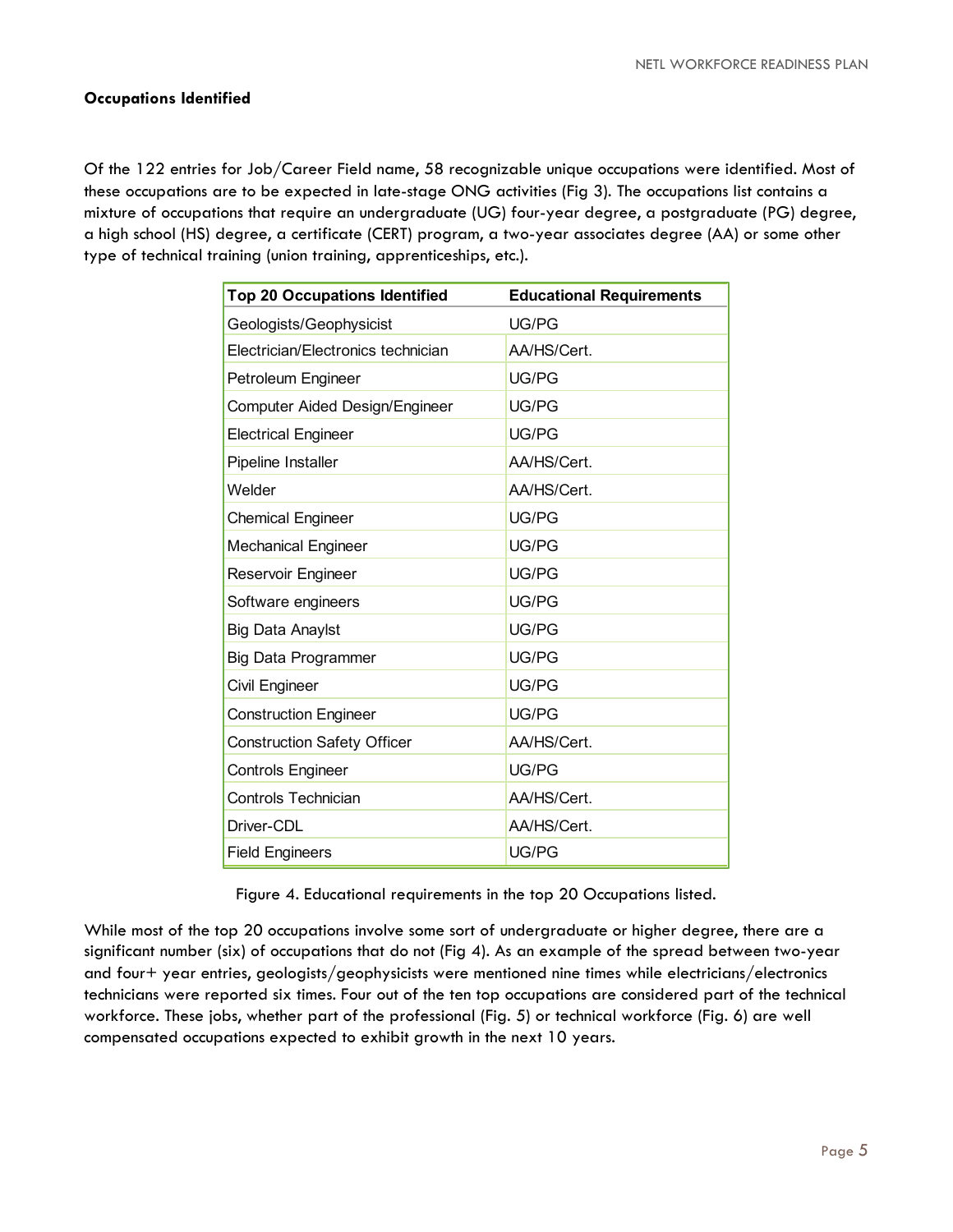### Occupations Identified

Of the 122 entries for Job/Career Field name, 58 recognizable unique occupations were identified. Most of these occupations are to be expected in late-stage ONG activities (Fig 3). The occupations list contains a mixture of occupations that require an undergraduate (UG) four-year degree, a postgraduate (PG) degree, a high school (HS) degree, a certificate (CERT) program, a two-year associates degree (AA) or some other type of technical training (union training, apprenticeships, etc.).

| Top 20 Occupations Identified | Educational Requirements |
|---|---|
| Geologists/Geophysicist | UG/PG |
| Electrician/Electronics technician | AA/HS/Cert. |
| Petroleum Engineer | UG/PG |
| Computer Aided Design/Engineer | UG/PG |
| Electrical Engineer | UG/PG |
| Pipeline Installer | AA/HS/Cert. |
| Welder | AA/HS/Cert. |
| Chemical Engineer | UG/PG |
| Mechanical Engineer | UG/PG |
| Reservoir Engineer | UG/PG |
| Software engineers | UG/PG |
| Big Data Anaylst | UG/PG |
| Big Data Programmer | UG/PG |
| Civil Engineer | UG/PG |
| Construction Engineer | UG/PG |
| Construction Safety Officer | AA/HS/Cert. |
| Controls Engineer | UG/PG |
| Controls Technician | AA/HS/Cert. |
| Driver-CDL | AA/HS/Cert. |
| Field Engineers | UG/PG |

Figure 4. Educational requirements in the top 20 Occupations listed.

While most of the top 20 occupations involve some sort of undergraduate or higher degree, there are a significant number (six) of occupations that do not (Fig 4). As an example of the spread between two-year and four+ year entries, geologists/geophysicists were mentioned nine times while electricians/electronics technicians were reported six times. Four out of the ten top occupations are considered part of the technical workforce. These jobs, whether part of the professional (Fig. 5) or technical workforce (Fig. 6) are well compensated occupations expected to exhibit growth in the next 10 years.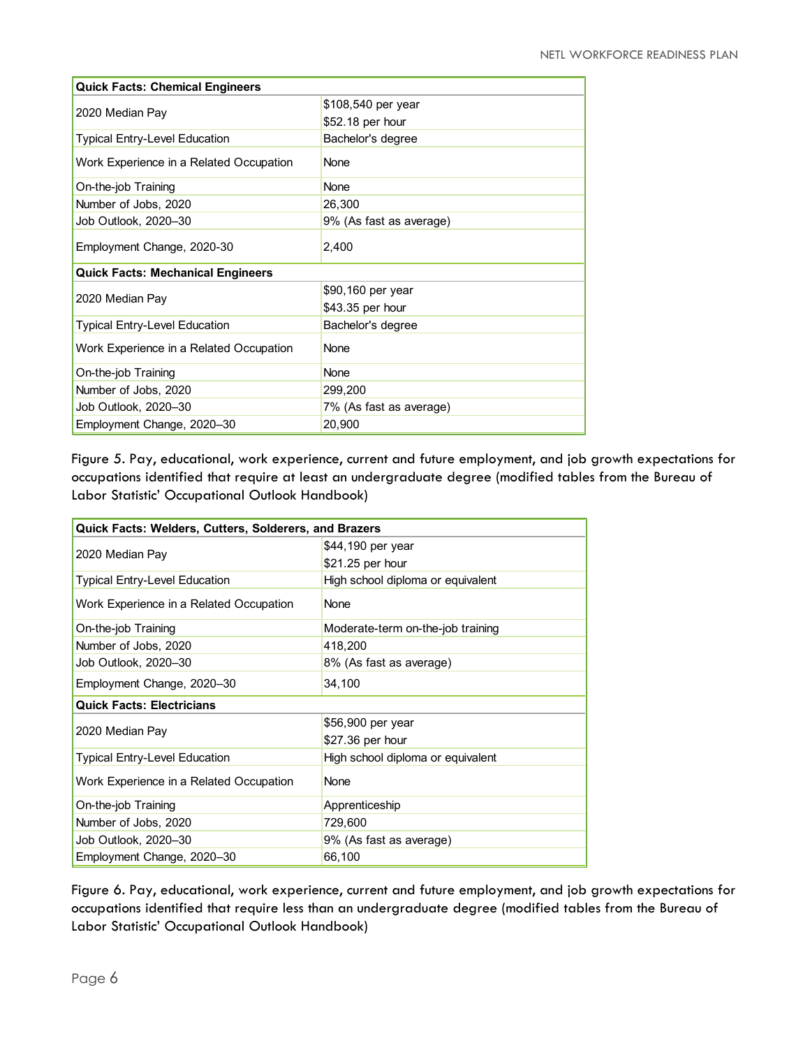| Quick Facts: Chemical Engineers | |
|---|---|
| 2020 Median Pay | $108,540 per year<br>$52.18 per hour |
| Typical Entry-Level Education | Bachelor's degree |
| Work Experience in a Related Occupation | None |
| On-the-job Training | None |
| Number of Jobs, 2020 | 26,300 |
| Job Outlook, 2020–30 | 9% (As fast as average) |
| Employment Change, 2020-30 | 2,400 |
| **Quick Facts: Mechanical Engineers** | |
| 2020 Median Pay | $90,160 per year<br>$43.35 per hour |
| Typical Entry-Level Education | Bachelor's degree |
| Work Experience in a Related Occupation | None |
| On-the-job Training | None |
| Number of Jobs, 2020 | 299,200 |
| Job Outlook, 2020–30 | 7% (As fast as average) |
| Employment Change, 2020–30 | 20,900 |

Figure 5. Pay, educational, work experience, current and future employment, and job growth expectations for occupations identified that require at least an undergraduate degree (modified tables from the Bureau of Labor Statistic' Occupational Outlook Handbook)

| Quick Facts: Welders, Cutters, Solderers, and Brazers | |
|---|---|
| 2020 Median Pay | $44,190 per year<br>$21.25 per hour |
| Typical Entry-Level Education | High school diploma or equivalent |
| Work Experience in a Related Occupation | None |
| On-the-job Training | Moderate-term on-the-job training |
| Number of Jobs, 2020 | 418,200 |
| Job Outlook, 2020–30 | 8% (As fast as average) |
| Employment Change, 2020–30 | 34,100 |
| **Quick Facts: Electricians** | |
| 2020 Median Pay | $56,900 per year<br>$27.36 per hour |
| Typical Entry-Level Education | High school diploma or equivalent |
| Work Experience in a Related Occupation | None |
| On-the-job Training | Apprenticeship |
| Number of Jobs, 2020 | 729,600 |
| Job Outlook, 2020–30 | 9% (As fast as average) |
| Employment Change, 2020–30 | 66,100 |

Figure 6. Pay, educational, work experience, current and future employment, and job growth expectations for occupations identified that require less than an undergraduate degree (modified tables from the Bureau of Labor Statistic' Occupational Outlook Handbook)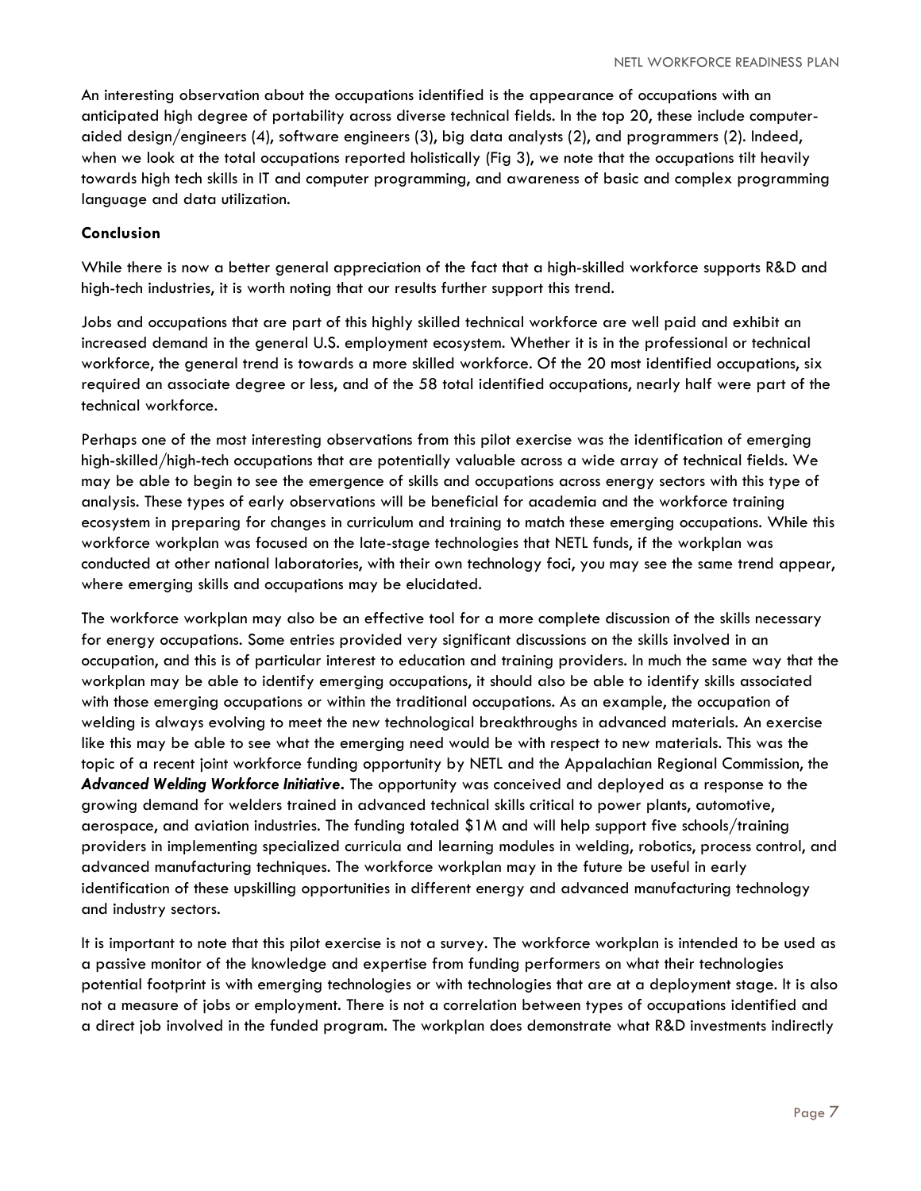An interesting observation about the occupations identified is the appearance of occupations with an anticipated high degree of portability across diverse technical fields. In the top 20, these include computer-aided design/engineers (4), software engineers (3), big data analysts (2), and programmers (2). Indeed, when we look at the total occupations reported holistically (Fig 3), we note that the occupations tilt heavily towards high tech skills in IT and computer programming, and awareness of basic and complex programming language and data utilization.

**Conclusion**

While there is now a better general appreciation of the fact that a high-skilled workforce supports R&D and high-tech industries, it is worth noting that our results further support this trend.

Jobs and occupations that are part of this highly skilled technical workforce are well paid and exhibit an increased demand in the general U.S. employment ecosystem. Whether it is in the professional or technical workforce, the general trend is towards a more skilled workforce. Of the 20 most identified occupations, six required an associate degree or less, and of the 58 total identified occupations, nearly half were part of the technical workforce.

Perhaps one of the most interesting observations from this pilot exercise was the identification of emerging high-skilled/high-tech occupations that are potentially valuable across a wide array of technical fields. We may be able to begin to see the emergence of skills and occupations across energy sectors with this type of analysis. These types of early observations will be beneficial for academia and the workforce training ecosystem in preparing for changes in curriculum and training to match these emerging occupations. While this workforce workplan was focused on the late-stage technologies that NETL funds, if the workplan was conducted at other national laboratories, with their own technology foci, you may see the same trend appear, where emerging skills and occupations may be elucidated.

The workforce workplan may also be an effective tool for a more complete discussion of the skills necessary for energy occupations. Some entries provided very significant discussions on the skills involved in an occupation, and this is of particular interest to education and training providers. In much the same way that the workplan may be able to identify emerging occupations, it should also be able to identify skills associated with those emerging occupations or within the traditional occupations. As an example, the occupation of welding is always evolving to meet the new technological breakthroughs in advanced materials. An exercise like this may be able to see what the emerging need would be with respect to new materials. This was the topic of a recent joint workforce funding opportunity by NETL and the Appalachian Regional Commission, the ***Advanced Welding Workforce Initiative***. The opportunity was conceived and deployed as a response to the growing demand for welders trained in advanced technical skills critical to power plants, automotive, aerospace, and aviation industries. The funding totaled $1M and will help support five schools/training providers in implementing specialized curricula and learning modules in welding, robotics, process control, and advanced manufacturing techniques. The workforce workplan may in the future be useful in early identification of these upskilling opportunities in different energy and advanced manufacturing technology and industry sectors.

It is important to note that this pilot exercise is not a survey. The workforce workplan is intended to be used as a passive monitor of the knowledge and expertise from funding performers on what their technologies potential footprint is with emerging technologies or with technologies that are at a deployment stage. It is also not a measure of jobs or employment. There is not a correlation between types of occupations identified and a direct job involved in the funded program. The workplan does demonstrate what R&D investments indirectly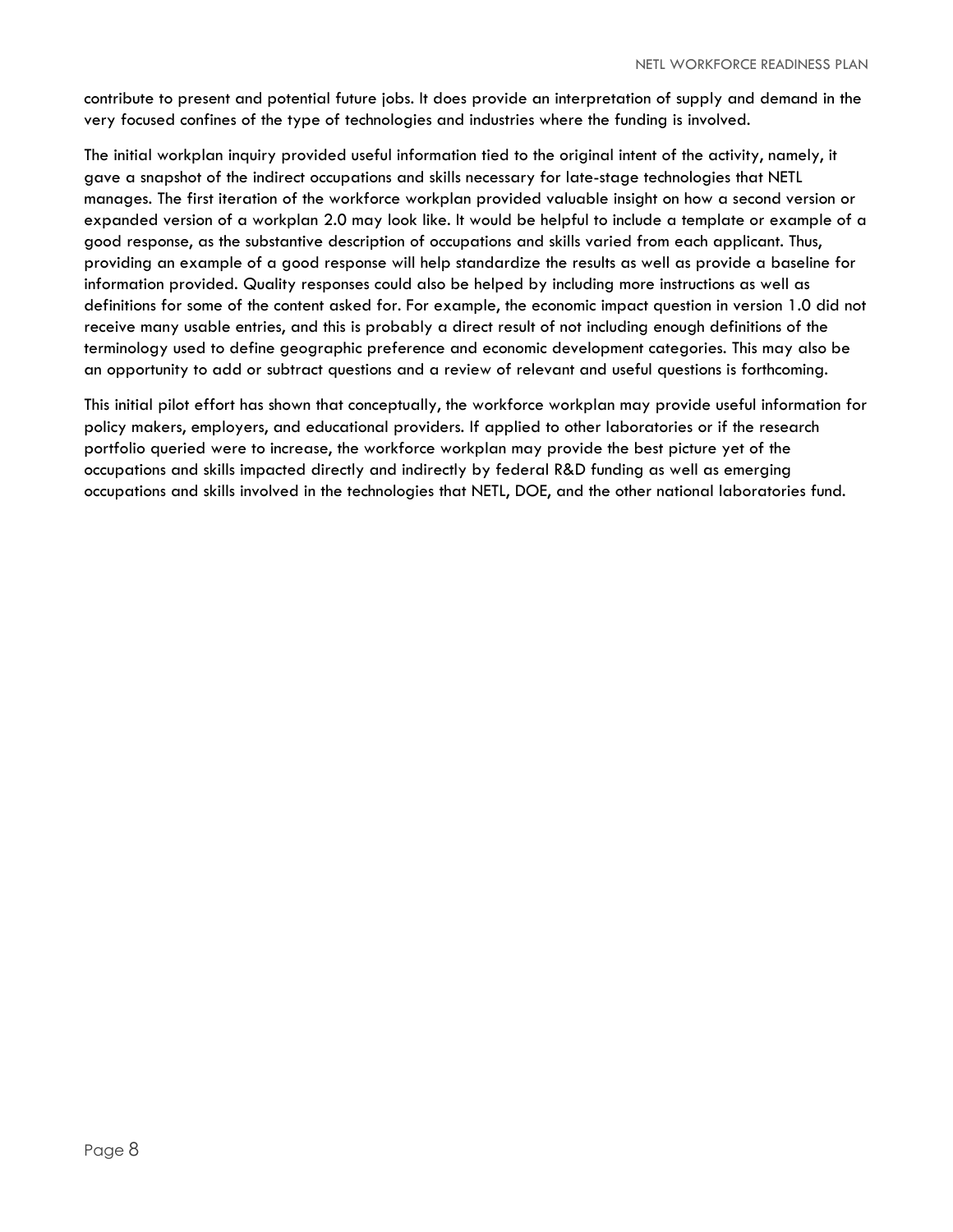contribute to present and potential future jobs. It does provide an interpretation of supply and demand in the very focused confines of the type of technologies and industries where the funding is involved.

The initial workplan inquiry provided useful information tied to the original intent of the activity, namely, it gave a snapshot of the indirect occupations and skills necessary for late-stage technologies that NETL manages. The first iteration of the workforce workplan provided valuable insight on how a second version or expanded version of a workplan 2.0 may look like. It would be helpful to include a template or example of a good response, as the substantive description of occupations and skills varied from each applicant. Thus, providing an example of a good response will help standardize the results as well as provide a baseline for information provided. Quality responses could also be helped by including more instructions as well as definitions for some of the content asked for. For example, the economic impact question in version 1.0 did not receive many usable entries, and this is probably a direct result of not including enough definitions of the terminology used to define geographic preference and economic development categories. This may also be an opportunity to add or subtract questions and a review of relevant and useful questions is forthcoming.

This initial pilot effort has shown that conceptually, the workforce workplan may provide useful information for policy makers, employers, and educational providers. If applied to other laboratories or if the research portfolio queried were to increase, the workforce workplan may provide the best picture yet of the occupations and skills impacted directly and indirectly by federal R&D funding as well as emerging occupations and skills involved in the technologies that NETL, DOE, and the other national laboratories fund.